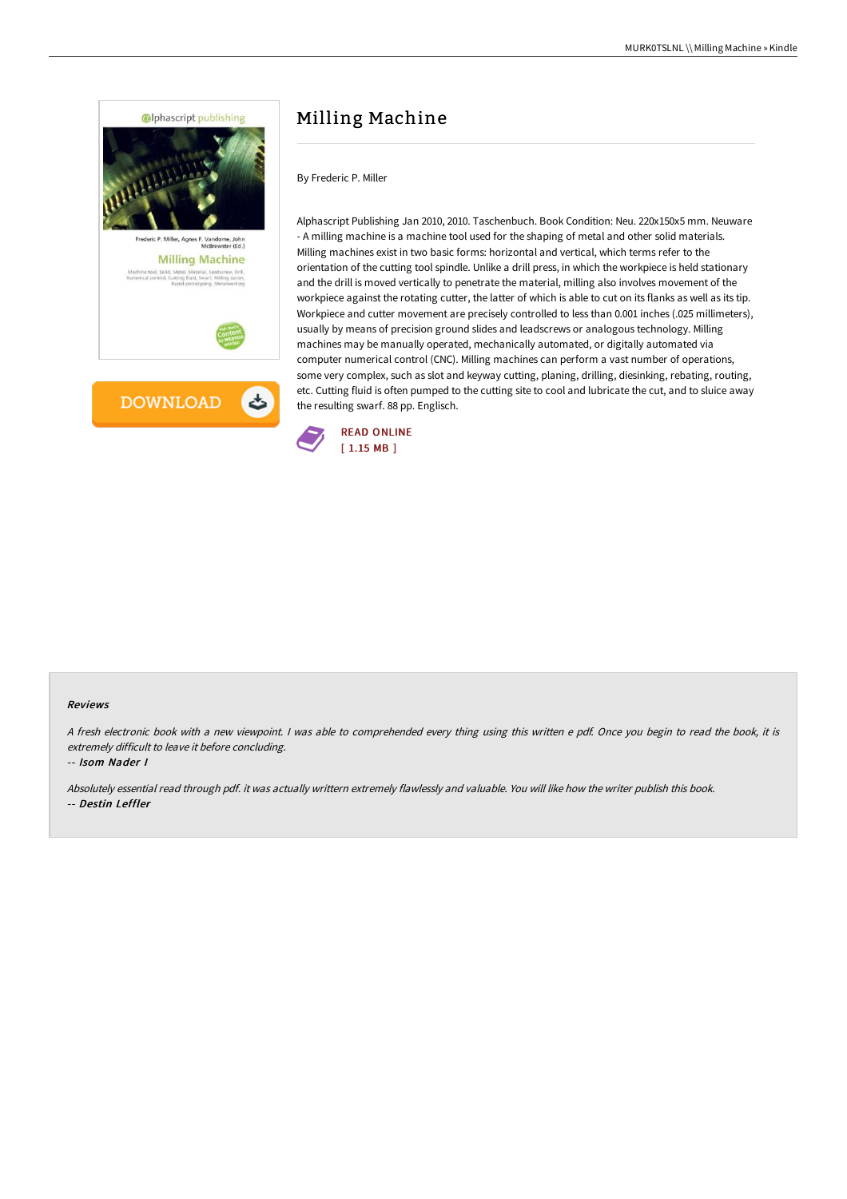# Milling Machine

By Frederic P. Miller

Alphascript Publishing Jan 2010, 2010. Taschenbuch. Book Condition: Neu. 220x150x5 mm. Neuware - A milling machine is a machine tool used for the shaping of metal and other solid materials. Milling machines exist in two basic forms: horizontal and vertical, which terms refer to the orientation of the cutting tool spindle. Unlike a drill press, in which the workpiece is held stationary and the drill is moved vertically to penetrate the material, milling also involves movement of the workpiece against the rotating cutter, the latter of which is able to cut on its flanks as well as its tip. Workpiece and cutter movement are precisely controlled to less than 0.001 inches (.025 millimeters), usually by means of precision ground slides and leadscrews or analogous technology. Milling machines may be manually operated, mechanically automated, or digitally automated via computer numerical control (CNC). Milling machines can perform a vast number of operations, some very complex, such as slot and keyway cutting, planing, drilling, diesinking, rebating, routing, etc. Cutting fluid is often pumped to the cutting site to cool and lubricate the cut, and to sluice away the resulting swarf. 88 pp. Englisch.

READ ONLINE
[ 1.15 MB ]

### Reviews

*A fresh electronic book with a new viewpoint. I was able to comprehended every thing using this written e pdf. Once you begin to read the book, it is extremely difficult to leave it before concluding.*

-- *Isom Nader I*

*Absolutely essential read through pdf. it was actually writtern extremely flawlessly and valuable. You will like how the writer publish this book.*

-- *Destin Leffler*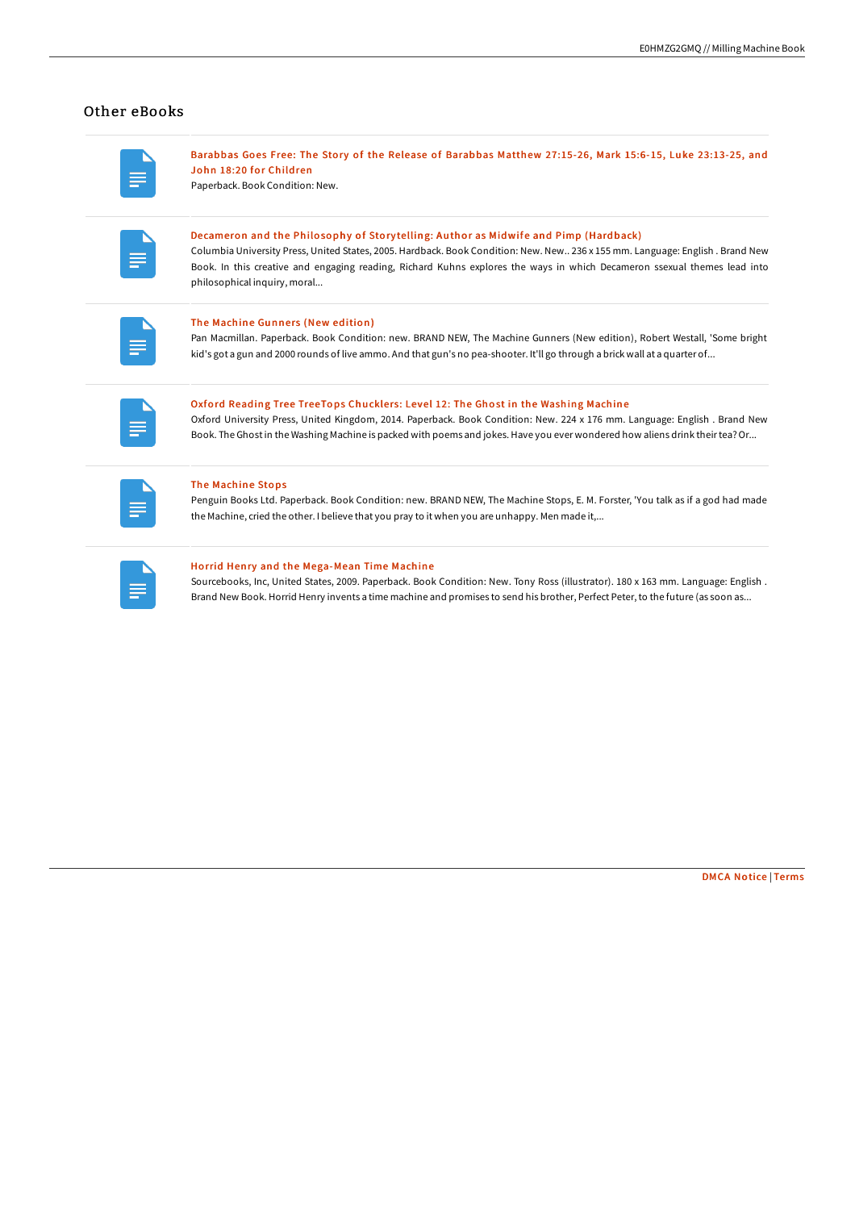## Other eBooks

**Barabbas Goes Free: The Story of the Release of Barabbas Matthew 27:15-26, Mark 15:6-15, Luke 23:13-25, and John 18:20 for Children**

Paperback. Book Condition: New.

**Decameron and the Philosophy of Storytelling: Author as Midwife and Pimp (Hardback)**

Columbia University Press, United States, 2005. Hardback. Book Condition: New. New.. 236 x 155 mm. Language: English . Brand New Book. In this creative and engaging reading, Richard Kuhns explores the ways in which Decameron ssexual themes lead into philosophical inquiry, moral...

**The Machine Gunners (New edition)**

Pan Macmillan. Paperback. Book Condition: new. BRAND NEW, The Machine Gunners (New edition), Robert Westall, 'Some bright kid's got a gun and 2000 rounds of live ammo. And that gun's no pea-shooter. It'll go through a brick wall at a quarter of...

**Oxford Reading Tree TreeTops Chucklers: Level 12: The Ghost in the Washing Machine**

Oxford University Press, United Kingdom, 2014. Paperback. Book Condition: New. 224 x 176 mm. Language: English . Brand New Book. The Ghost in the Washing Machine is packed with poems and jokes. Have you ever wondered how aliens drink their tea? Or...

**The Machine Stops**

Penguin Books Ltd. Paperback. Book Condition: new. BRAND NEW, The Machine Stops, E. M. Forster, 'You talk as if a god had made the Machine, cried the other. I believe that you pray to it when you are unhappy. Men made it,...

**Horrid Henry and the Mega-Mean Time Machine**

Sourcebooks, Inc, United States, 2009. Paperback. Book Condition: New. Tony Ross (illustrator). 180 x 163 mm. Language: English . Brand New Book. Horrid Henry invents a time machine and promises to send his brother, Perfect Peter, to the future (as soon as...

DMCA Notice | Terms